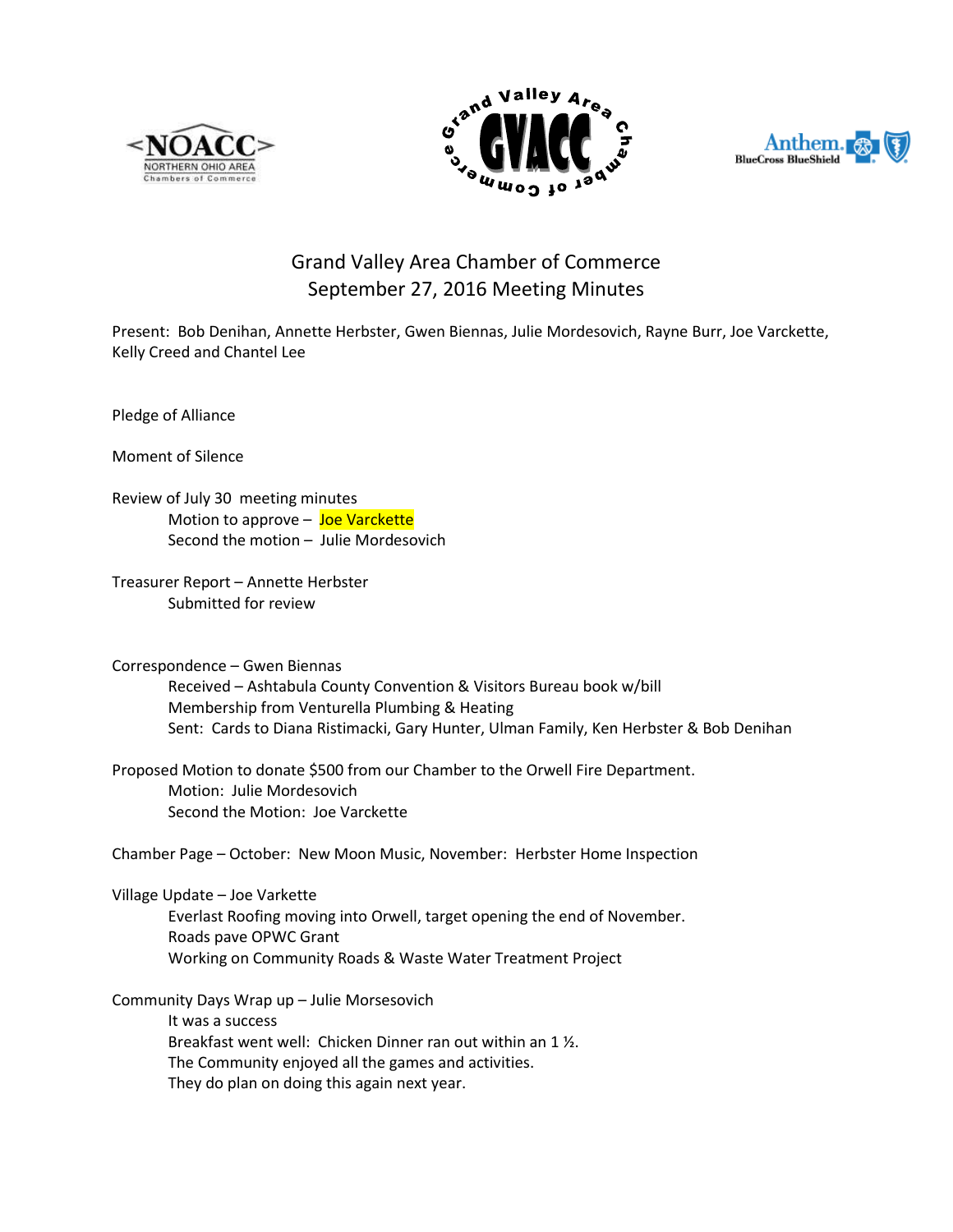# Grand Valley Area Chamber of Commerce
## September 27, 2016 Meeting Minutes

Present: Bob Denihan, Annette Herbster, Gwen Biennas, Julie Mordesovich, Rayne Burr, Joe Varckette, Kelly Creed and Chantel Lee

Pledge of Alliance

Moment of Silence

Review of July 30 meeting minutes
- Motion to approve – Joe Varckette
- Second the motion – Julie Mordesovich

Treasurer Report – Annette Herbster
- Submitted for review

Correspondence – Gwen Biennas
- Received – Ashtabula County Convention & Visitors Bureau book w/bill
- Membership from Venturella Plumbing & Heating
- Sent: Cards to Diana Ristimacki, Gary Hunter, Ulman Family, Ken Herbster & Bob Denihan

Proposed Motion to donate $500 from our Chamber to the Orwell Fire Department.
- Motion: Julie Mordesovich
- Second the Motion: Joe Varckette

Chamber Page – October: New Moon Music, November: Herbster Home Inspection

Village Update – Joe Varkette
- Everlast Roofing moving into Orwell, target opening the end of November.
- Roads pave OPWC Grant
- Working on Community Roads & Waste Water Treatment Project

Community Days Wrap up – Julie Morsesovich
- It was a success
- Breakfast went well: Chicken Dinner ran out within an 1 ½.
- The Community enjoyed all the games and activities.
- They do plan on doing this again next year.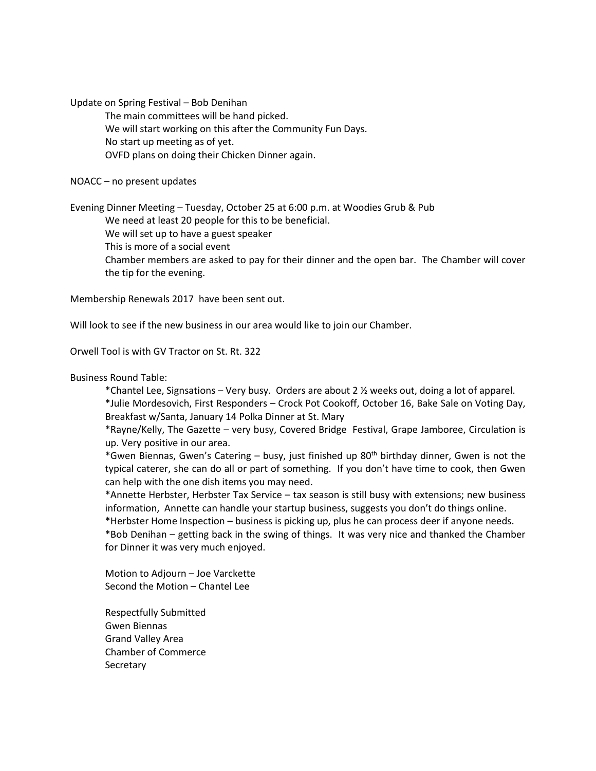Update on Spring Festival – Bob Denihan

The main committees will be hand picked.
We will start working on this after the Community Fun Days.
No start up meeting as of yet.
OVFD plans on doing their Chicken Dinner again.

NOACC – no present updates

Evening Dinner Meeting – Tuesday, October 25 at 6:00 p.m. at Woodies Grub & Pub

We need at least 20 people for this to be beneficial.
We will set up to have a guest speaker
This is more of a social event
Chamber members are asked to pay for their dinner and the open bar. The Chamber will cover the tip for the evening.

Membership Renewals 2017 have been sent out.

Will look to see if the new business in our area would like to join our Chamber.

Orwell Tool is with GV Tractor on St. Rt. 322

Business Round Table:

*Chantel Lee, Signsations – Very busy. Orders are about 2 ½ weeks out, doing a lot of apparel.
*Julie Mordesovich, First Responders – Crock Pot Cookoff, October 16, Bake Sale on Voting Day, Breakfast w/Santa, January 14 Polka Dinner at St. Mary
*Rayne/Kelly, The Gazette – very busy, Covered Bridge Festival, Grape Jamboree, Circulation is up. Very positive in our area.
*Gwen Biennas, Gwen's Catering – busy, just finished up 80th birthday dinner, Gwen is not the typical caterer, she can do all or part of something. If you don't have time to cook, then Gwen can help with the one dish items you may need.
*Annette Herbster, Herbster Tax Service – tax season is still busy with extensions; new business information, Annette can handle your startup business, suggests you don't do things online.
*Herbster Home Inspection – business is picking up, plus he can process deer if anyone needs.
*Bob Denihan – getting back in the swing of things. It was very nice and thanked the Chamber for Dinner it was very much enjoyed.

Motion to Adjourn – Joe Varckette
Second the Motion – Chantel Lee

Respectfully Submitted
Gwen Biennas
Grand Valley Area
Chamber of Commerce
Secretary